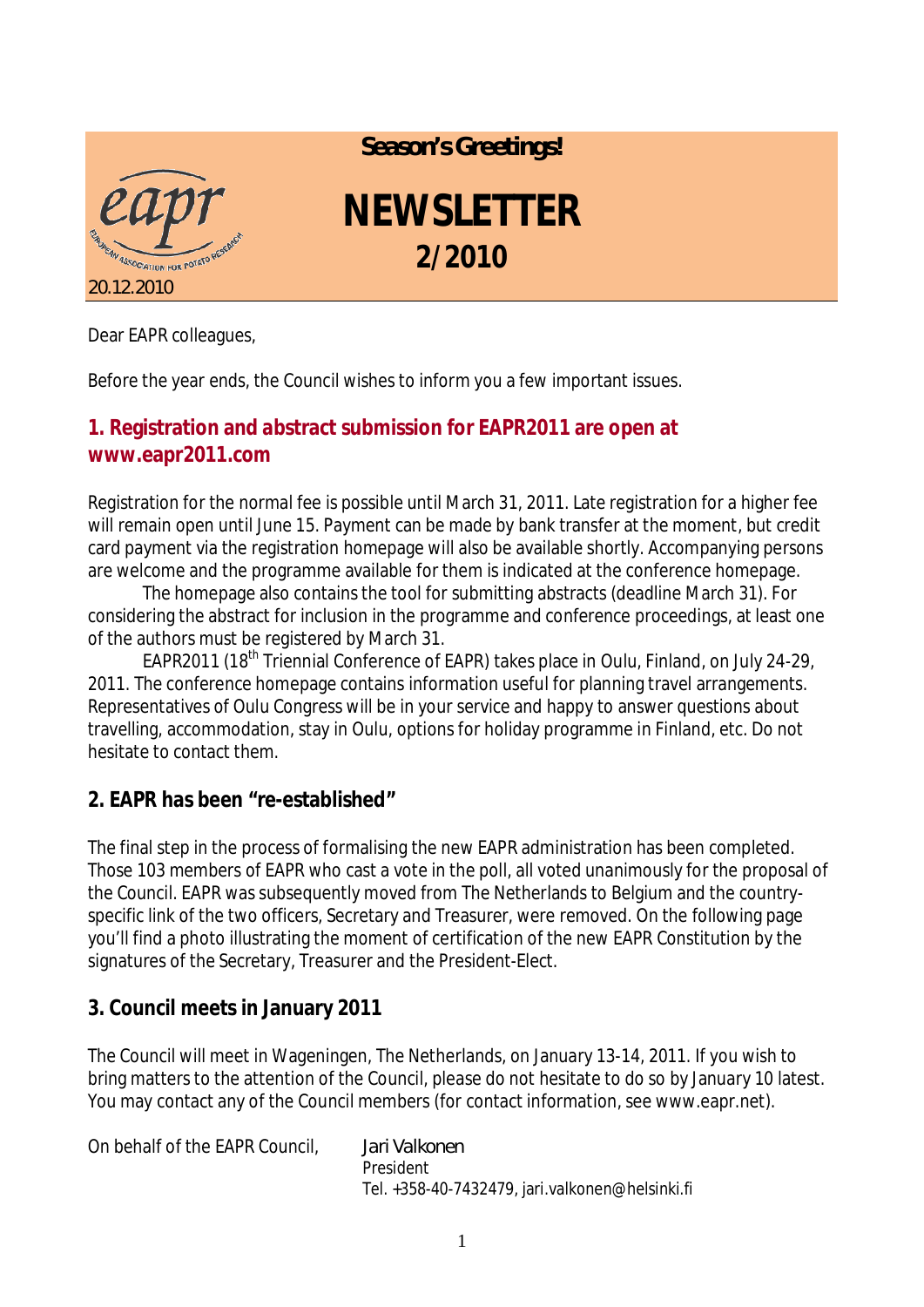**Season's Greetings!**

# NEWSLETTER 2/2010

20.12.2010

Dear EAPR colleagues,

Before the year ends, the Council wishes to inform you a few important issues.

## 1. Registration and abstract submission for EAPR2011 are open at www.eapr2011.com

Registration for the normal fee is possible until March 31, 2011. Late registration for a higher fee will remain open until June 15. Payment can be made by bank transfer at the moment, but credit card payment via the registration homepage will also be available shortly. Accompanying persons are welcome and the programme available for them is indicated at the conference homepage.

The homepage also contains the tool for submitting abstracts (deadline March 31). For considering the abstract for inclusion in the programme and conference proceedings, at least one of the authors must be registered by March 31.

EAPR2011 (18th Triennial Conference of EAPR) takes place in Oulu, Finland, on July 24-29, 2011. The conference homepage contains information useful for planning travel arrangements. Representatives of Oulu Congress will be in your service and happy to answer questions about travelling, accommodation, stay in Oulu, options for holiday programme in Finland, etc. Do not hesitate to contact them.

## 2. EAPR has been "re-established"

The final step in the process of formalising the new EAPR administration has been completed. Those 103 members of EAPR who cast a vote in the poll, all voted unanimously for the proposal of the Council. EAPR was subsequently moved from The Netherlands to Belgium and the country-specific link of the two officers, Secretary and Treasurer, were removed. On the following page you'll find a photo illustrating the moment of certification of the new EAPR Constitution by the signatures of the Secretary, Treasurer and the President-Elect.

## 3. Council meets in January 2011

The Council will meet in Wageningen, The Netherlands, on January 13-14, 2011. If you wish to bring matters to the attention of the Council, please do not hesitate to do so by January 10 latest. You may contact any of the Council members (for contact information, see www.eapr.net).

On behalf of the EAPR Council,

Jari Valkonen
President
Tel. +358-40-7432479, jari.valkonen@helsinki.fi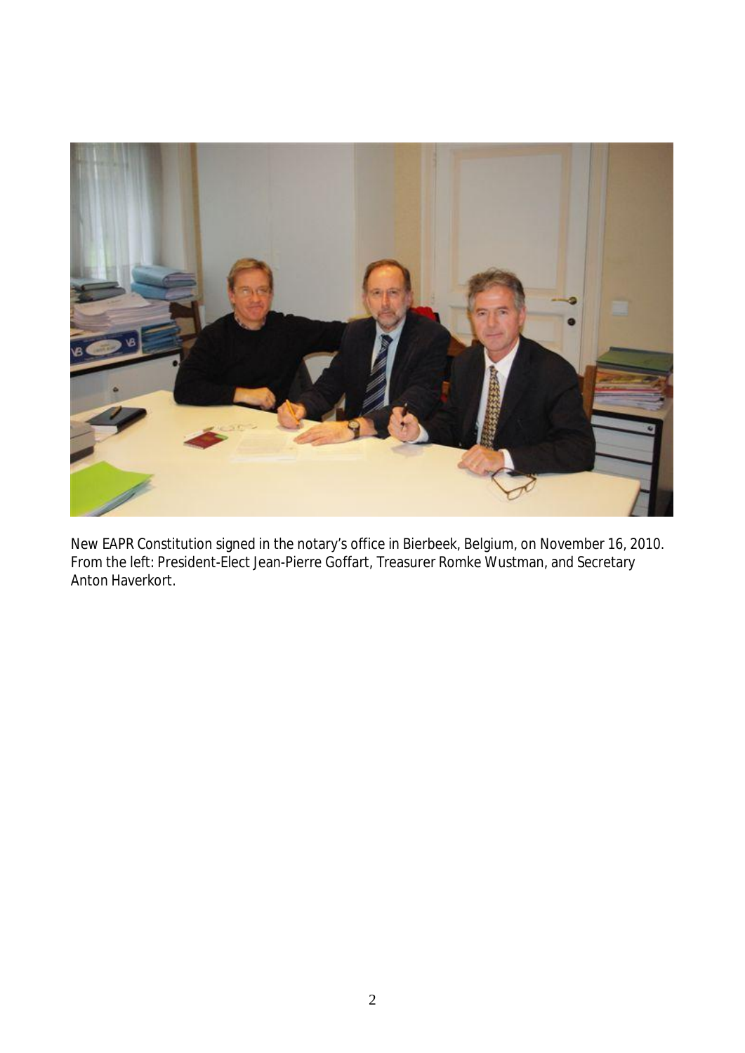New EAPR Constitution signed in the notary's office in Bierbeek, Belgium, on November 16, 2010. From the left: President-Elect Jean-Pierre Goffart, Treasurer Romke Wustman, and Secretary Anton Haverkort.